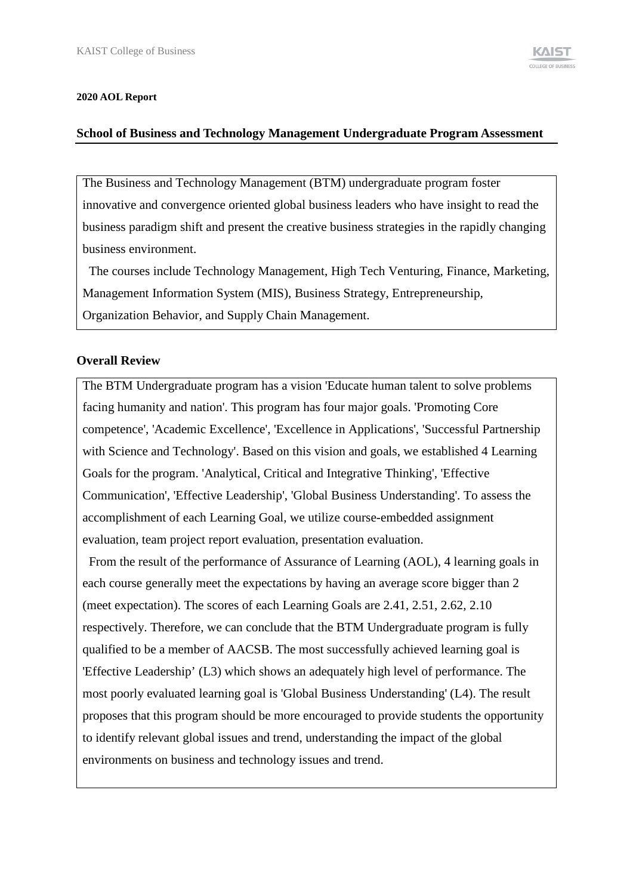**2020 AOL Report**

## School of Business and Technology Management Undergraduate Program Assessment

The Business and Technology Management (BTM) undergraduate program foster innovative and convergence oriented global business leaders who have insight to read the business paradigm shift and present the creative business strategies in the rapidly changing business environment.

The courses include Technology Management, High Tech Venturing, Finance, Marketing, Management Information System (MIS), Business Strategy, Entrepreneurship, Organization Behavior, and Supply Chain Management.

### Overall Review

The BTM Undergraduate program has a vision 'Educate human talent to solve problems facing humanity and nation'. This program has four major goals. 'Promoting Core competence', 'Academic Excellence', 'Excellence in Applications', 'Successful Partnership with Science and Technology'. Based on this vision and goals, we established 4 Learning Goals for the program. 'Analytical, Critical and Integrative Thinking', 'Effective Communication', 'Effective Leadership', 'Global Business Understanding'. To assess the accomplishment of each Learning Goal, we utilize course-embedded assignment evaluation, team project report evaluation, presentation evaluation.

From the result of the performance of Assurance of Learning (AOL), 4 learning goals in each course generally meet the expectations by having an average score bigger than 2 (meet expectation). The scores of each Learning Goals are 2.41, 2.51, 2.62, 2.10 respectively. Therefore, we can conclude that the BTM Undergraduate program is fully qualified to be a member of AACSB. The most successfully achieved learning goal is 'Effective Leadership' (L3) which shows an adequately high level of performance. The most poorly evaluated learning goal is 'Global Business Understanding' (L4). The result proposes that this program should be more encouraged to provide students the opportunity to identify relevant global issues and trend, understanding the impact of the global environments on business and technology issues and trend.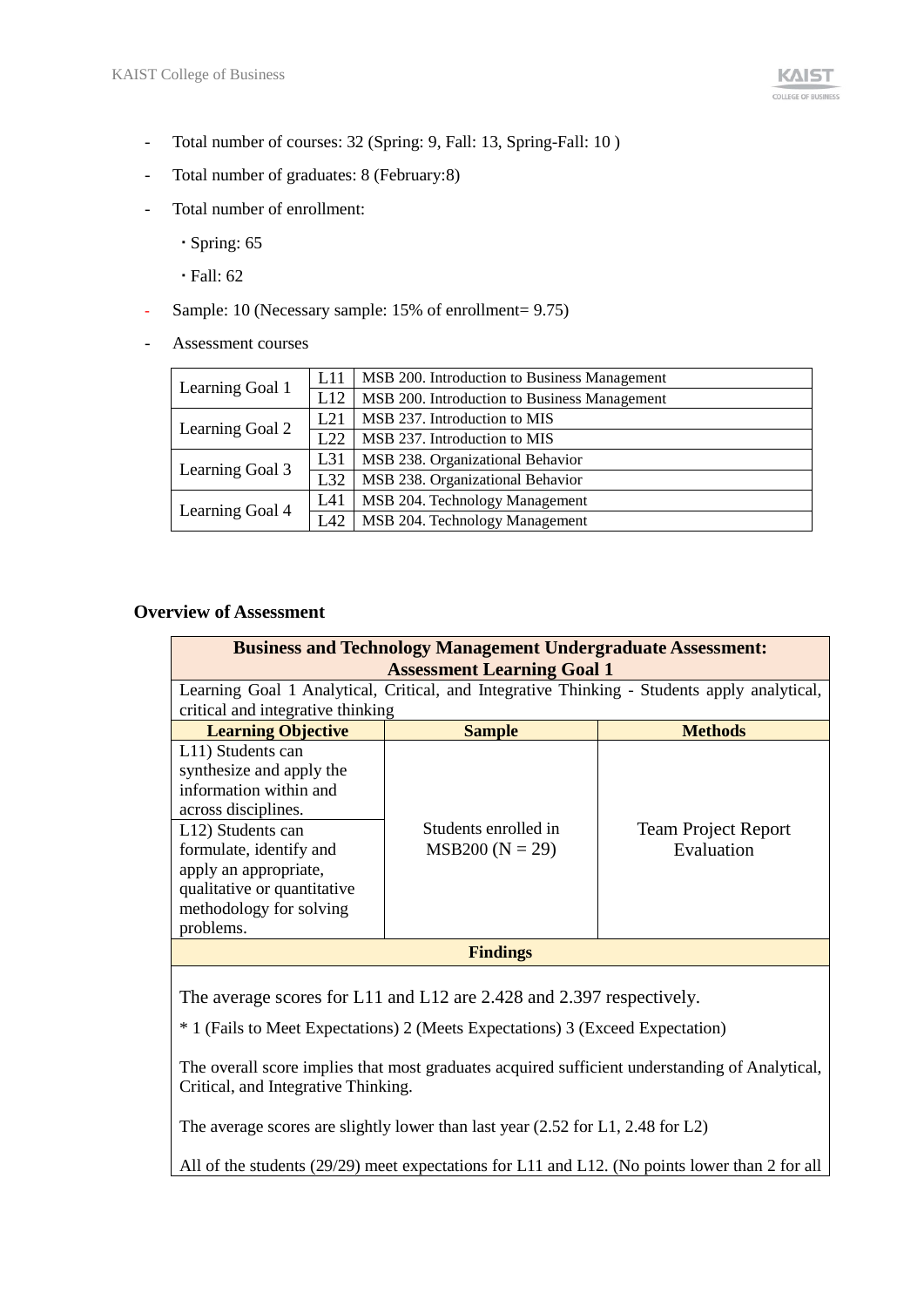- Total number of courses: 32 (Spring: 9, Fall: 13, Spring-Fall: 10 )
- Total number of graduates: 8 (February:8)
- Total number of enrollment:
  - Spring: 65
  - Fall: 62
- Sample: 10 (Necessary sample: 15% of enrollment= 9.75)
- Assessment courses

| | | |
|---|---|---|
| Learning Goal 1 | L11 | MSB 200. Introduction to Business Management |
| | L12 | MSB 200. Introduction to Business Management |
| Learning Goal 2 | L21 | MSB 237. Introduction to MIS |
| | L22 | MSB 237. Introduction to MIS |
| Learning Goal 3 | L31 | MSB 238. Organizational Behavior |
| | L32 | MSB 238. Organizational Behavior |
| Learning Goal 4 | L41 | MSB 204. Technology Management |
| | L42 | MSB 204. Technology Management |

### Overview of Assessment

| **Business and Technology Management Undergraduate Assessment: Assessment Learning Goal 1** | | |
|---|---|---|
| Learning Goal 1 Analytical, Critical, and Integrative Thinking - Students apply analytical, critical and integrative thinking | | |
| **Learning Objective** | **Sample** | **Methods** |
| L11) Students can synthesize and apply the information within and across disciplines.<br>L12) Students can formulate, identify and apply an appropriate, qualitative or quantitative methodology for solving problems. | Students enrolled in MSB200 (N = 29) | Team Project Report Evaluation |
| **Findings** | | |
| The average scores for L11 and L12 are 2.428 and 2.397 respectively.<br>* 1 (Fails to Meet Expectations) 2 (Meets Expectations) 3 (Exceed Expectation)<br>The overall score implies that most graduates acquired sufficient understanding of Analytical, Critical, and Integrative Thinking.<br>The average scores are slightly lower than last year (2.52 for L1, 2.48 for L2)<br>All of the students (29/29) meet expectations for L11 and L12. (No points lower than 2 for all | | |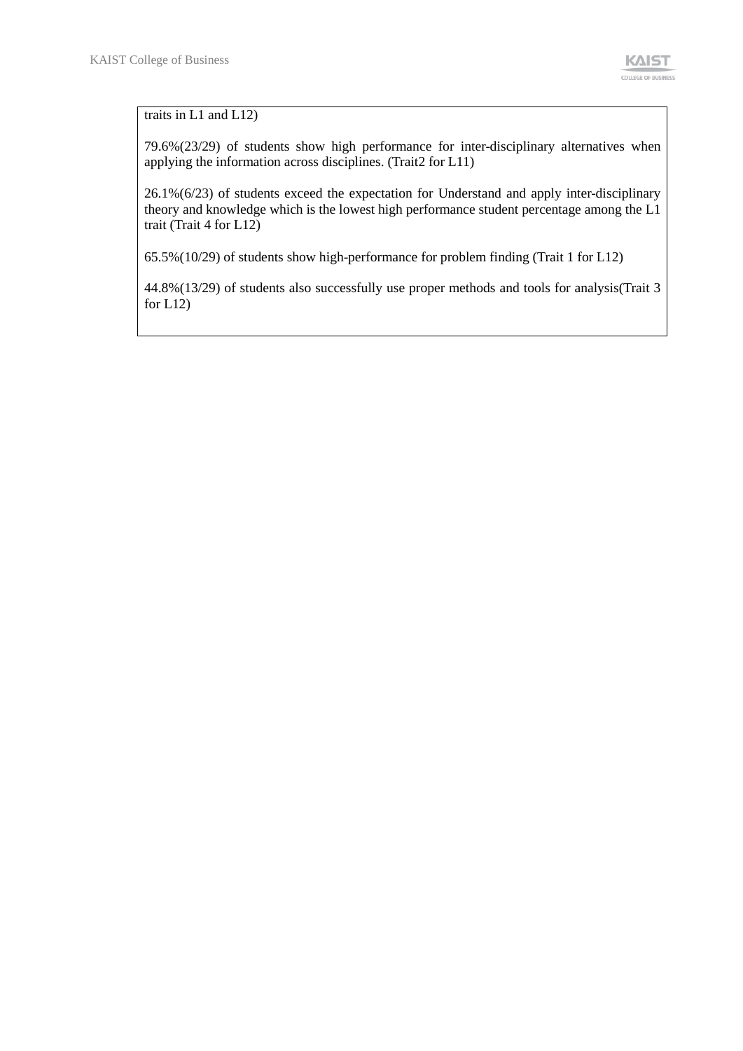traits in L1 and L12)

79.6%(23/29) of students show high performance for inter-disciplinary alternatives when applying the information across disciplines. (Trait2 for L11)

26.1%(6/23) of students exceed the expectation for Understand and apply inter-disciplinary theory and knowledge which is the lowest high performance student percentage among the L1 trait (Trait 4 for L12)

65.5%(10/29) of students show high-performance for problem finding (Trait 1 for L12)

44.8%(13/29) of students also successfully use proper methods and tools for analysis(Trait 3 for L12)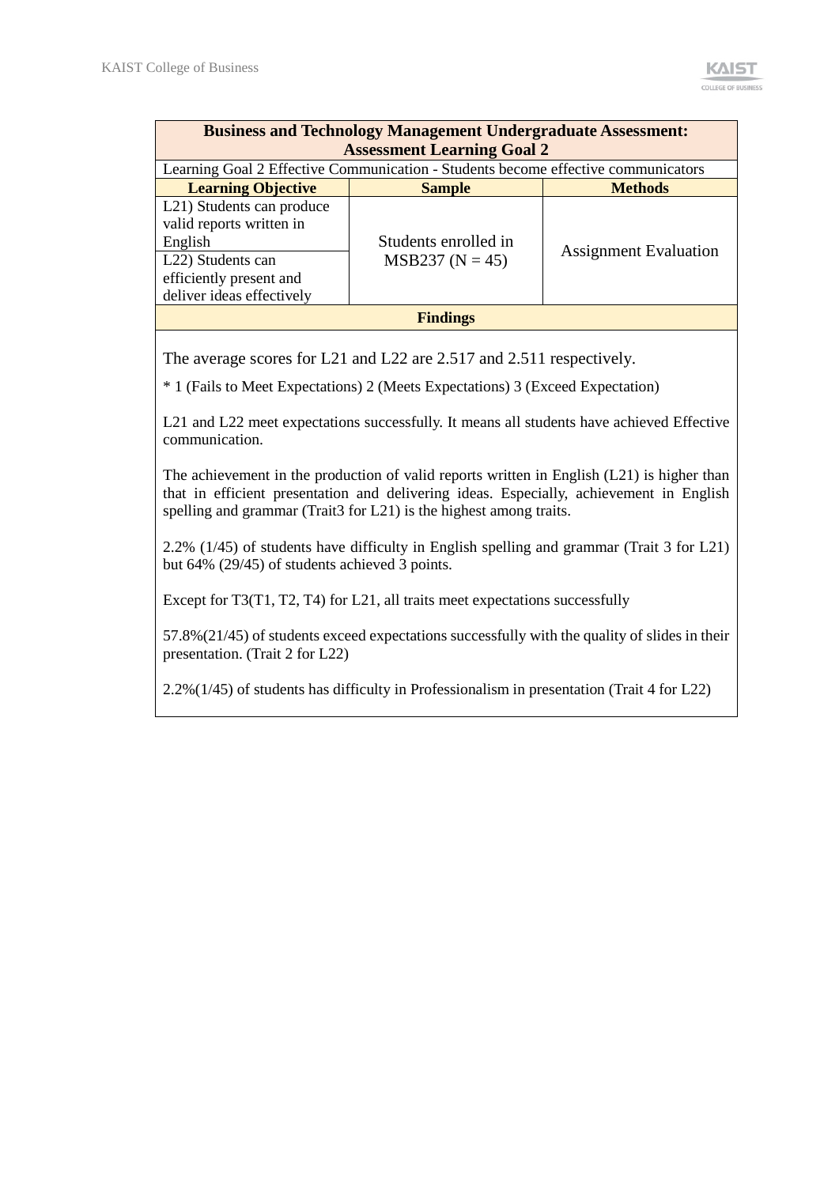| Business and Technology Management Undergraduate Assessment: Assessment Learning Goal 2 | | |
|---|---|---|
| Learning Goal 2 Effective Communication - Students become effective communicators | | |
| **Learning Objective** | **Sample** | **Methods** |
| L21) Students can produce valid reports written in English | Students enrolled in MSB237 (N = 45) | Assignment Evaluation |
| L22) Students can efficiently present and deliver ideas effectively | | |

**Findings**

The average scores for L21 and L22 are 2.517 and 2.511 respectively.

* 1 (Fails to Meet Expectations) 2 (Meets Expectations) 3 (Exceed Expectation)

L21 and L22 meet expectations successfully. It means all students have achieved Effective communication.

The achievement in the production of valid reports written in English (L21) is higher than that in efficient presentation and delivering ideas. Especially, achievement in English spelling and grammar (Trait3 for L21) is the highest among traits.

2.2% (1/45) of students have difficulty in English spelling and grammar (Trait 3 for L21) but 64% (29/45) of students achieved 3 points.

Except for T3(T1, T2, T4) for L21, all traits meet expectations successfully

57.8%(21/45) of students exceed expectations successfully with the quality of slides in their presentation. (Trait 2 for L22)

2.2%(1/45) of students has difficulty in Professionalism in presentation (Trait 4 for L22)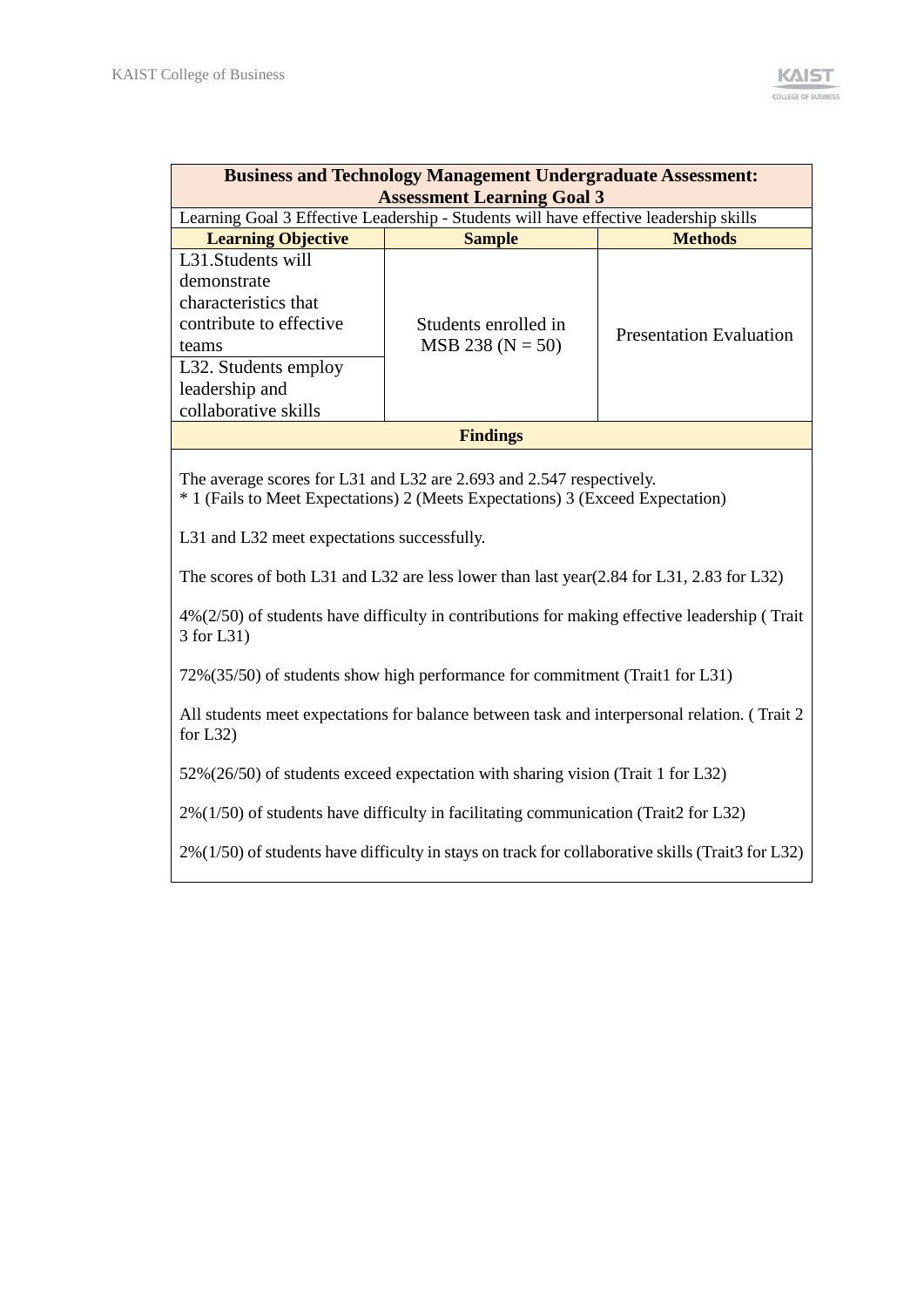| Business and Technology Management Undergraduate Assessment: Assessment Learning Goal 3 | | |
|---|---|---|
| Learning Goal 3 Effective Leadership - Students will have effective leadership skills | | |
| **Learning Objective** | **Sample** | **Methods** |
| L31.Students will demonstrate characteristics that contribute to effective teams | Students enrolled in MSB 238 (N = 50) | Presentation Evaluation |
| L32. Students employ leadership and collaborative skills | | |
| **Findings** | | |

The average scores for L31 and L32 are 2.693 and 2.547 respectively.
* 1 (Fails to Meet Expectations) 2 (Meets Expectations) 3 (Exceed Expectation)

L31 and L32 meet expectations successfully.

The scores of both L31 and L32 are less lower than last year(2.84 for L31, 2.83 for L32)

4%(2/50) of students have difficulty in contributions for making effective leadership ( Trait 3 for L31)

72%(35/50) of students show high performance for commitment (Trait1 for L31)

All students meet expectations for balance between task and interpersonal relation. ( Trait 2 for L32)

52%(26/50) of students exceed expectation with sharing vision (Trait 1 for L32)

2%(1/50) of students have difficulty in facilitating communication (Trait2 for L32)

2%(1/50) of students have difficulty in stays on track for collaborative skills (Trait3 for L32)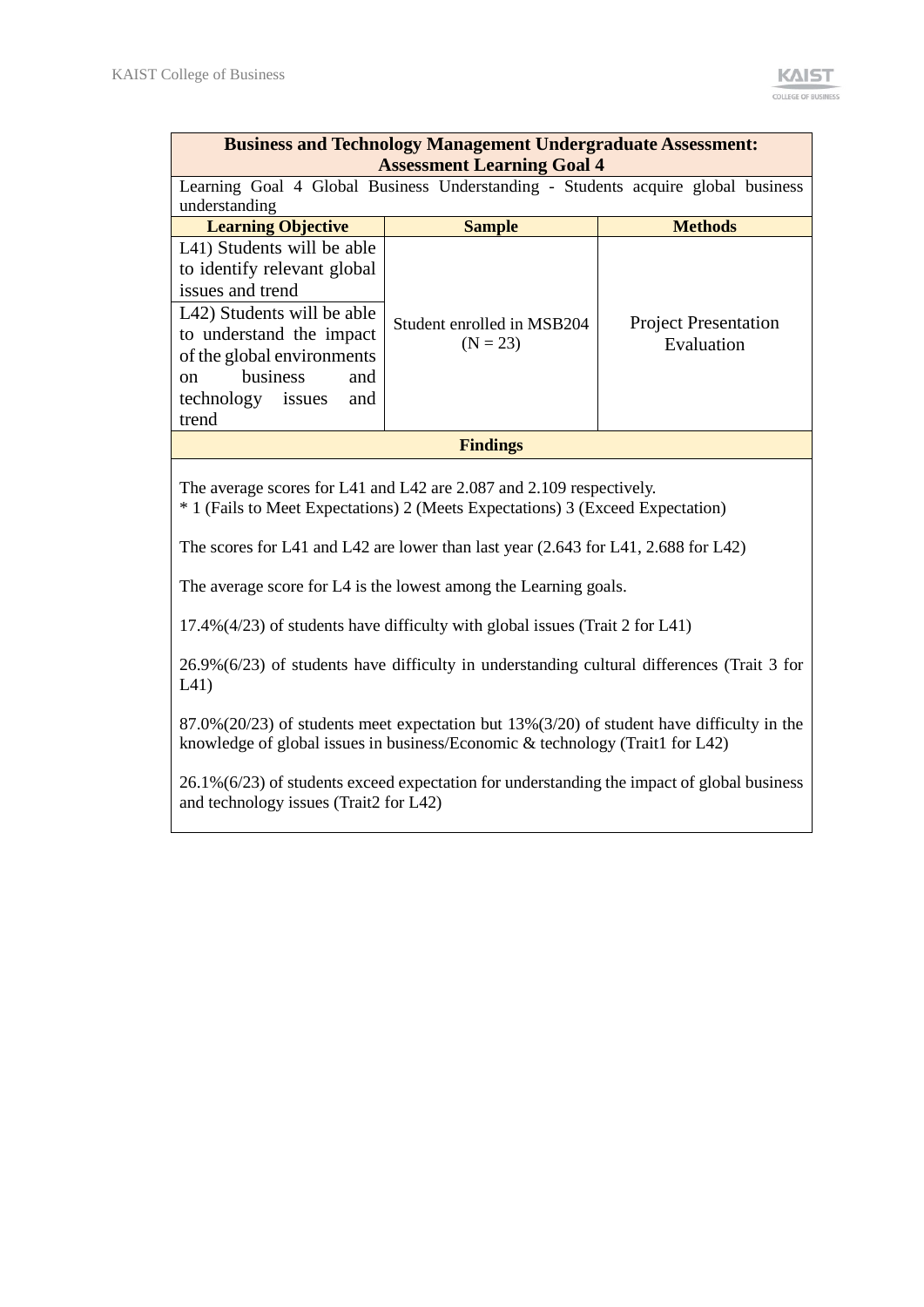| Business and Technology Management Undergraduate Assessment: Assessment Learning Goal 4 | | |
|---|---|---|
| Learning Goal 4 Global Business Understanding - Students acquire global business understanding | | |
| **Learning Objective** | **Sample** | **Methods** |
| L41) Students will be able to identify relevant global issues and trend<br>L42) Students will be able to understand the impact of the global environments on business and technology issues and trend | Student enrolled in MSB204 (N = 23) | Project Presentation Evaluation |

**Findings**

The average scores for L41 and L42 are 2.087 and 2.109 respectively.
* 1 (Fails to Meet Expectations) 2 (Meets Expectations) 3 (Exceed Expectation)

The scores for L41 and L42 are lower than last year (2.643 for L41, 2.688 for L42)

The average score for L4 is the lowest among the Learning goals.

17.4%(4/23) of students have difficulty with global issues (Trait 2 for L41)

26.9%(6/23) of students have difficulty in understanding cultural differences (Trait 3 for L41)

87.0%(20/23) of students meet expectation but 13%(3/20) of student have difficulty in the knowledge of global issues in business/Economic & technology (Trait1 for L42)

26.1%(6/23) of students exceed expectation for understanding the impact of global business and technology issues (Trait2 for L42)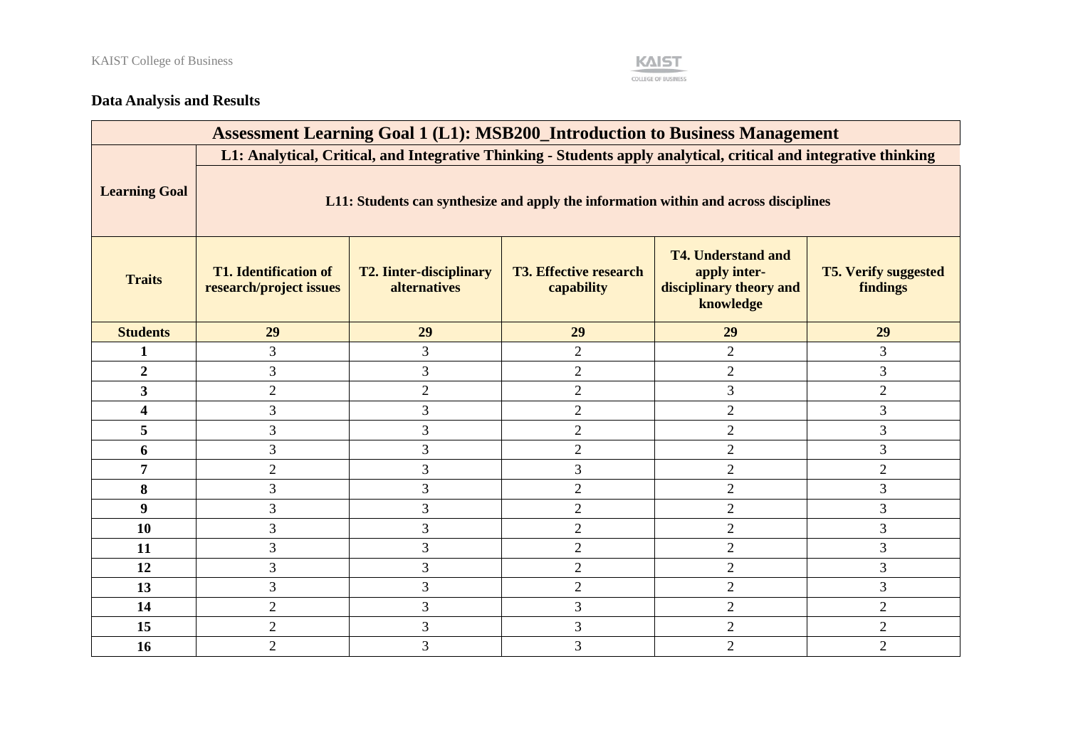## Data Analysis and Results

| Assessment Learning Goal 1 (L1): MSB200_Introduction to Business Management | | | | | |
|---|---|---|---|---|---|
| Learning Goal | L1: Analytical, Critical, and Integrative Thinking - Students apply analytical, critical and integrative thinking | | | | |
| | L11: Students can synthesize and apply the information within and across disciplines | | | | |
| **Traits** | **T1. Identification of research/project issues** | **T2. Iinter-disciplinary alternatives** | **T3. Effective research capability** | **T4. Understand and apply inter-disciplinary theory and knowledge** | **T5. Verify suggested findings** |
| **Students** | **29** | **29** | **29** | **29** | **29** |
| **1** | 3 | 3 | 2 | 2 | 3 |
| **2** | 3 | 3 | 2 | 2 | 3 |
| **3** | 2 | 2 | 2 | 3 | 2 |
| **4** | 3 | 3 | 2 | 2 | 3 |
| **5** | 3 | 3 | 2 | 2 | 3 |
| **6** | 3 | 3 | 2 | 2 | 3 |
| **7** | 2 | 3 | 3 | 2 | 2 |
| **8** | 3 | 3 | 2 | 2 | 3 |
| **9** | 3 | 3 | 2 | 2 | 3 |
| **10** | 3 | 3 | 2 | 2 | 3 |
| **11** | 3 | 3 | 2 | 2 | 3 |
| **12** | 3 | 3 | 2 | 2 | 3 |
| **13** | 3 | 3 | 2 | 2 | 3 |
| **14** | 2 | 3 | 3 | 2 | 2 |
| **15** | 2 | 3 | 3 | 2 | 2 |
| **16** | 2 | 3 | 3 | 2 | 2 |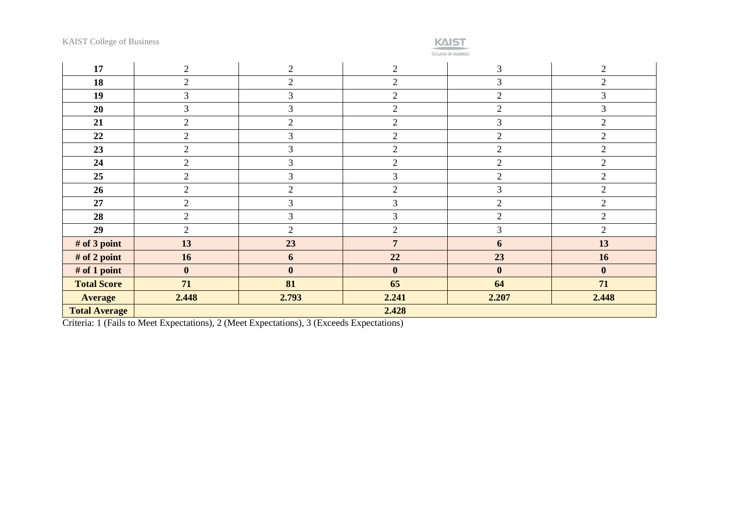| 17 | 2 | 2 | 2 | 3 | 2 |
|---|---|---|---|---|---|
| **18** | 2 | 2 | 2 | 3 | 2 |
| **19** | 3 | 3 | 2 | 2 | 3 |
| **20** | 3 | 3 | 2 | 2 | 3 |
| **21** | 2 | 2 | 2 | 3 | 2 |
| **22** | 2 | 3 | 2 | 2 | 2 |
| **23** | 2 | 3 | 2 | 2 | 2 |
| **24** | 2 | 3 | 2 | 2 | 2 |
| **25** | 2 | 3 | 3 | 2 | 2 |
| **26** | 2 | 2 | 2 | 3 | 2 |
| **27** | 2 | 3 | 3 | 2 | 2 |
| **28** | 2 | 3 | 3 | 2 | 2 |
| **29** | 2 | 2 | 2 | 3 | 2 |
| **# of 3 point** | **13** | **23** | **7** | **6** | **13** |
| **# of 2 point** | **16** | **6** | **22** | **23** | **16** |
| **# of 1 point** | **0** | **0** | **0** | **0** | **0** |
| **Total Score** | **71** | **81** | **65** | **64** | **71** |
| **Average** | **2.448** | **2.793** | **2.241** | **2.207** | **2.448** |
| **Total Average** | **2.428** | | | | |

Criteria: 1 (Fails to Meet Expectations), 2 (Meet Expectations), 3 (Exceeds Expectations)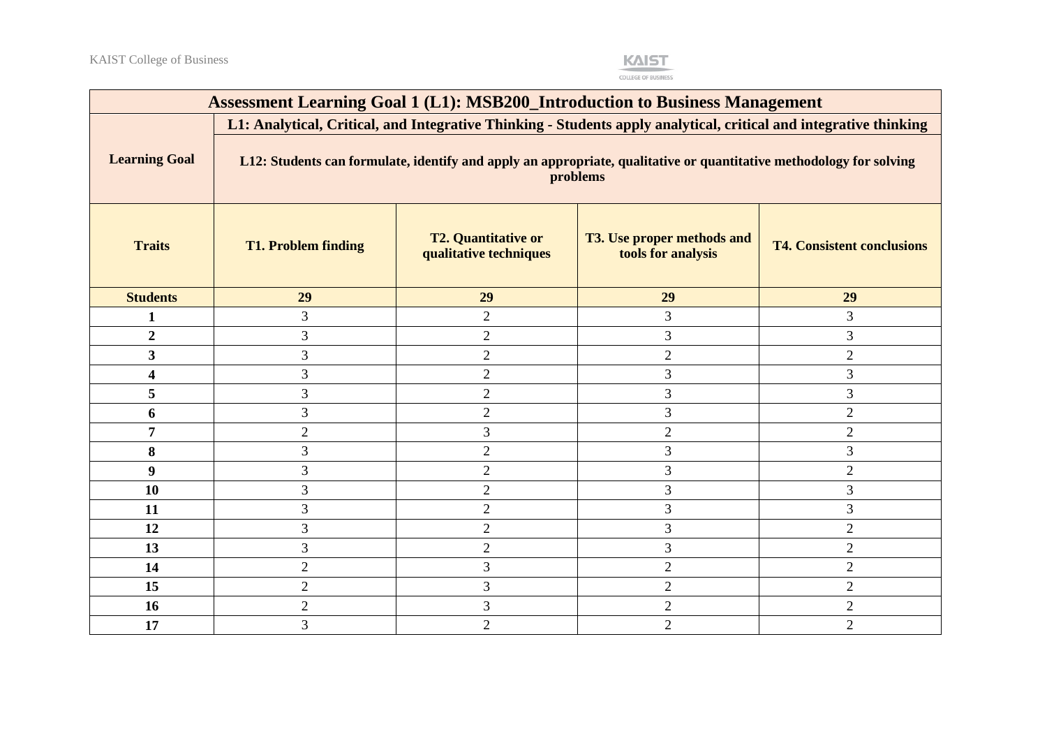| Assessment Learning Goal 1 (L1): MSB200_Introduction to Business Management | | | | |
|---|---|---|---|---|
| **Learning Goal** | **L1: Analytical, Critical, and Integrative Thinking - Students apply analytical, critical and integrative thinking** | | | |
| | **L12: Students can formulate, identify and apply an appropriate, qualitative or quantitative methodology for solving problems** | | | |
| **Traits** | **T1. Problem finding** | **T2. Quantitative or qualitative techniques** | **T3. Use proper methods and tools for analysis** | **T4. Consistent conclusions** |
| **Students** | **29** | **29** | **29** | **29** |
| **1** | 3 | 2 | 3 | 3 |
| **2** | 3 | 2 | 3 | 3 |
| **3** | 3 | 2 | 2 | 2 |
| **4** | 3 | 2 | 3 | 3 |
| **5** | 3 | 2 | 3 | 3 |
| **6** | 3 | 2 | 3 | 2 |
| **7** | 2 | 3 | 2 | 2 |
| **8** | 3 | 2 | 3 | 3 |
| **9** | 3 | 2 | 3 | 2 |
| **10** | 3 | 2 | 3 | 3 |
| **11** | 3 | 2 | 3 | 3 |
| **12** | 3 | 2 | 3 | 2 |
| **13** | 3 | 2 | 3 | 2 |
| **14** | 2 | 3 | 2 | 2 |
| **15** | 2 | 3 | 2 | 2 |
| **16** | 2 | 3 | 2 | 2 |
| **17** | 3 | 2 | 2 | 2 |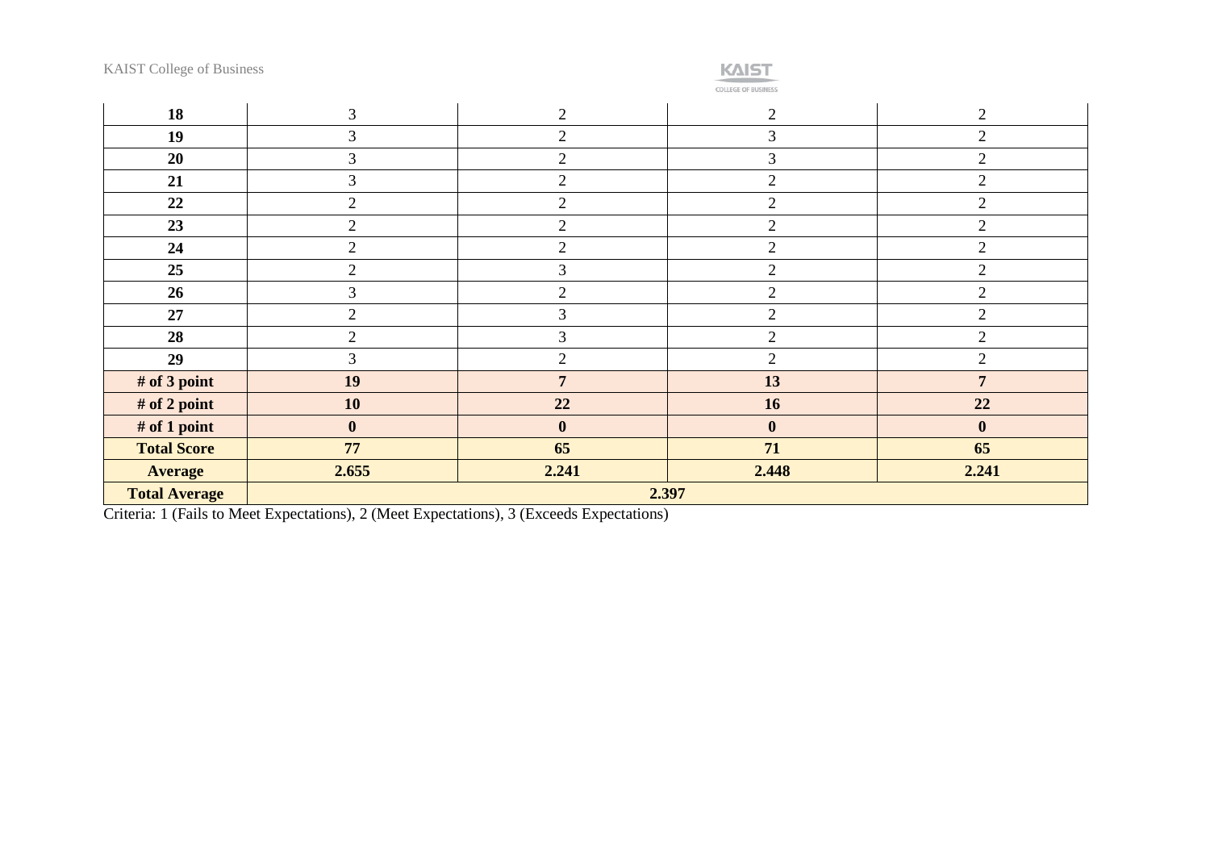| | | | | |
|---|---|---|---|---|
| **18** | 3 | 2 | 2 | 2 |
| **19** | 3 | 2 | 3 | 2 |
| **20** | 3 | 2 | 3 | 2 |
| **21** | 3 | 2 | 2 | 2 |
| **22** | 2 | 2 | 2 | 2 |
| **23** | 2 | 2 | 2 | 2 |
| **24** | 2 | 2 | 2 | 2 |
| **25** | 2 | 3 | 2 | 2 |
| **26** | 3 | 2 | 2 | 2 |
| **27** | 2 | 3 | 2 | 2 |
| **28** | 2 | 3 | 2 | 2 |
| **29** | 3 | 2 | 2 | 2 |
| **# of 3 point** | **19** | **7** | **13** | **7** |
| **# of 2 point** | **10** | **22** | **16** | **22** |
| **# of 1 point** | **0** | **0** | **0** | **0** |
| **Total Score** | **77** | **65** | **71** | **65** |
| **Average** | **2.655** | **2.241** | **2.448** | **2.241** |
| **Total Average** | **2.397** | | | |

Criteria: 1 (Fails to Meet Expectations), 2 (Meet Expectations), 3 (Exceeds Expectations)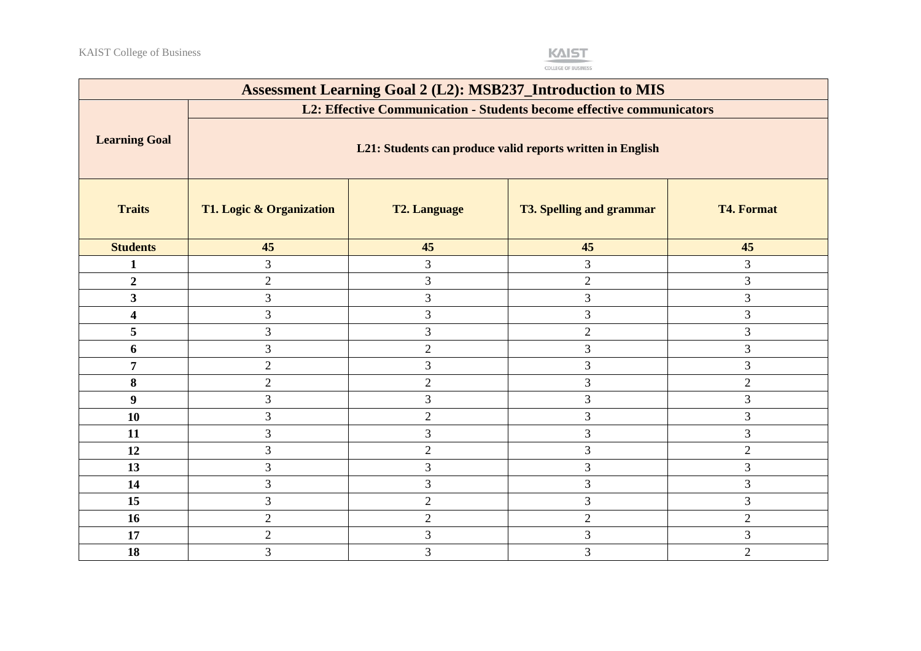| Assessment Learning Goal 2 (L2): MSB237_Introduction to MIS | | | | |
|---|---|---|---|---|
| **Learning Goal** | **L2: Effective Communication - Students become effective communicators** | | | |
| | **L21: Students can produce valid reports written in English** | | | |
| **Traits** | **T1. Logic & Organization** | **T2. Language** | **T3. Spelling and grammar** | **T4. Format** |
| **Students** | **45** | **45** | **45** | **45** |
| **1** | 3 | 3 | 3 | 3 |
| **2** | 2 | 3 | 2 | 3 |
| **3** | 3 | 3 | 3 | 3 |
| **4** | 3 | 3 | 3 | 3 |
| **5** | 3 | 3 | 2 | 3 |
| **6** | 3 | 2 | 3 | 3 |
| **7** | 2 | 3 | 3 | 3 |
| **8** | 2 | 2 | 3 | 2 |
| **9** | 3 | 3 | 3 | 3 |
| **10** | 3 | 2 | 3 | 3 |
| **11** | 3 | 3 | 3 | 3 |
| **12** | 3 | 2 | 3 | 2 |
| **13** | 3 | 3 | 3 | 3 |
| **14** | 3 | 3 | 3 | 3 |
| **15** | 3 | 2 | 3 | 3 |
| **16** | 2 | 2 | 2 | 2 |
| **17** | 2 | 3 | 3 | 3 |
| **18** | 3 | 3 | 3 | 2 |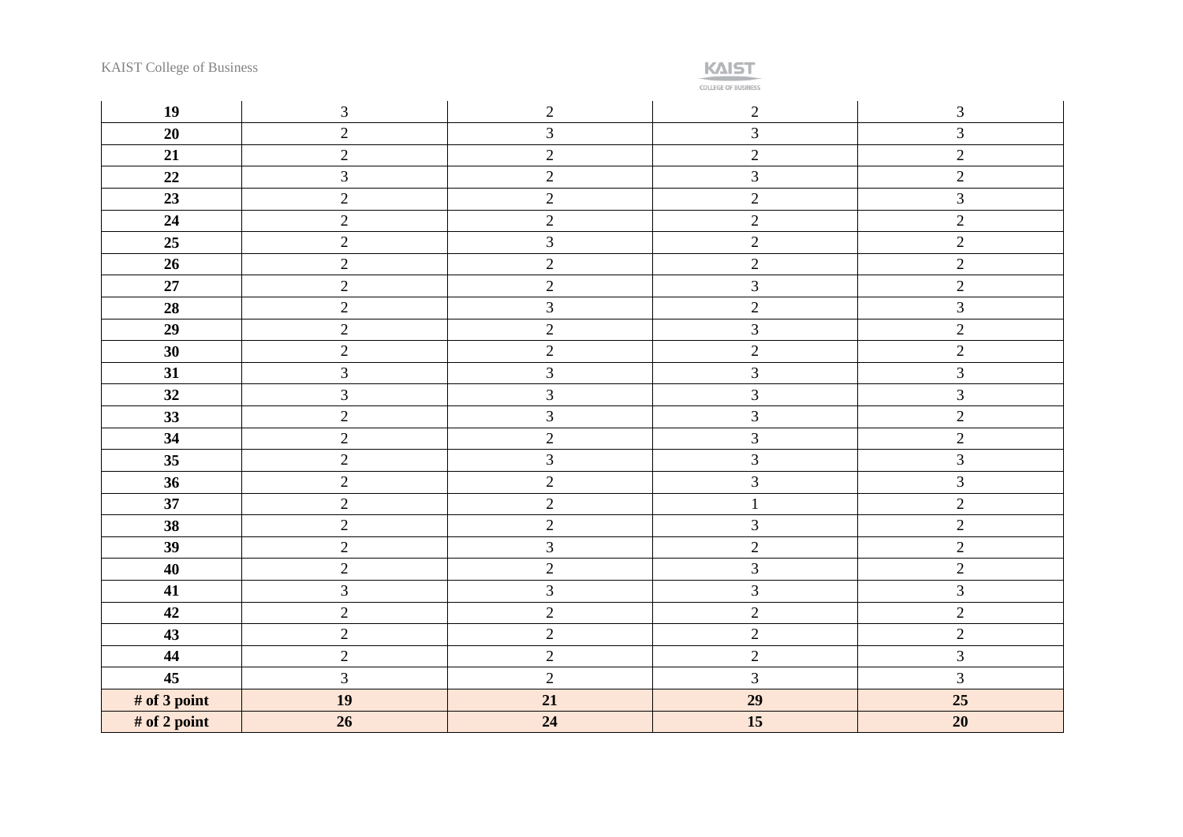| | | | | |
|---|---|---|---|---|
| **19** | 3 | 2 | 2 | 3 |
| **20** | 2 | 3 | 3 | 3 |
| **21** | 2 | 2 | 2 | 2 |
| **22** | 3 | 2 | 3 | 2 |
| **23** | 2 | 2 | 2 | 3 |
| **24** | 2 | 2 | 2 | 2 |
| **25** | 2 | 3 | 2 | 2 |
| **26** | 2 | 2 | 2 | 2 |
| **27** | 2 | 2 | 3 | 2 |
| **28** | 2 | 3 | 2 | 3 |
| **29** | 2 | 2 | 3 | 2 |
| **30** | 2 | 2 | 2 | 2 |
| **31** | 3 | 3 | 3 | 3 |
| **32** | 3 | 3 | 3 | 3 |
| **33** | 2 | 3 | 3 | 2 |
| **34** | 2 | 2 | 3 | 2 |
| **35** | 2 | 3 | 3 | 3 |
| **36** | 2 | 2 | 3 | 3 |
| **37** | 2 | 2 | 1 | 2 |
| **38** | 2 | 2 | 3 | 2 |
| **39** | 2 | 3 | 2 | 2 |
| **40** | 2 | 2 | 3 | 2 |
| **41** | 3 | 3 | 3 | 3 |
| **42** | 2 | 2 | 2 | 2 |
| **43** | 2 | 2 | 2 | 2 |
| **44** | 2 | 2 | 2 | 3 |
| **45** | 3 | 2 | 3 | 3 |
| **# of 3 point** | **19** | **21** | **29** | **25** |
| **# of 2 point** | **26** | **24** | **15** | **20** |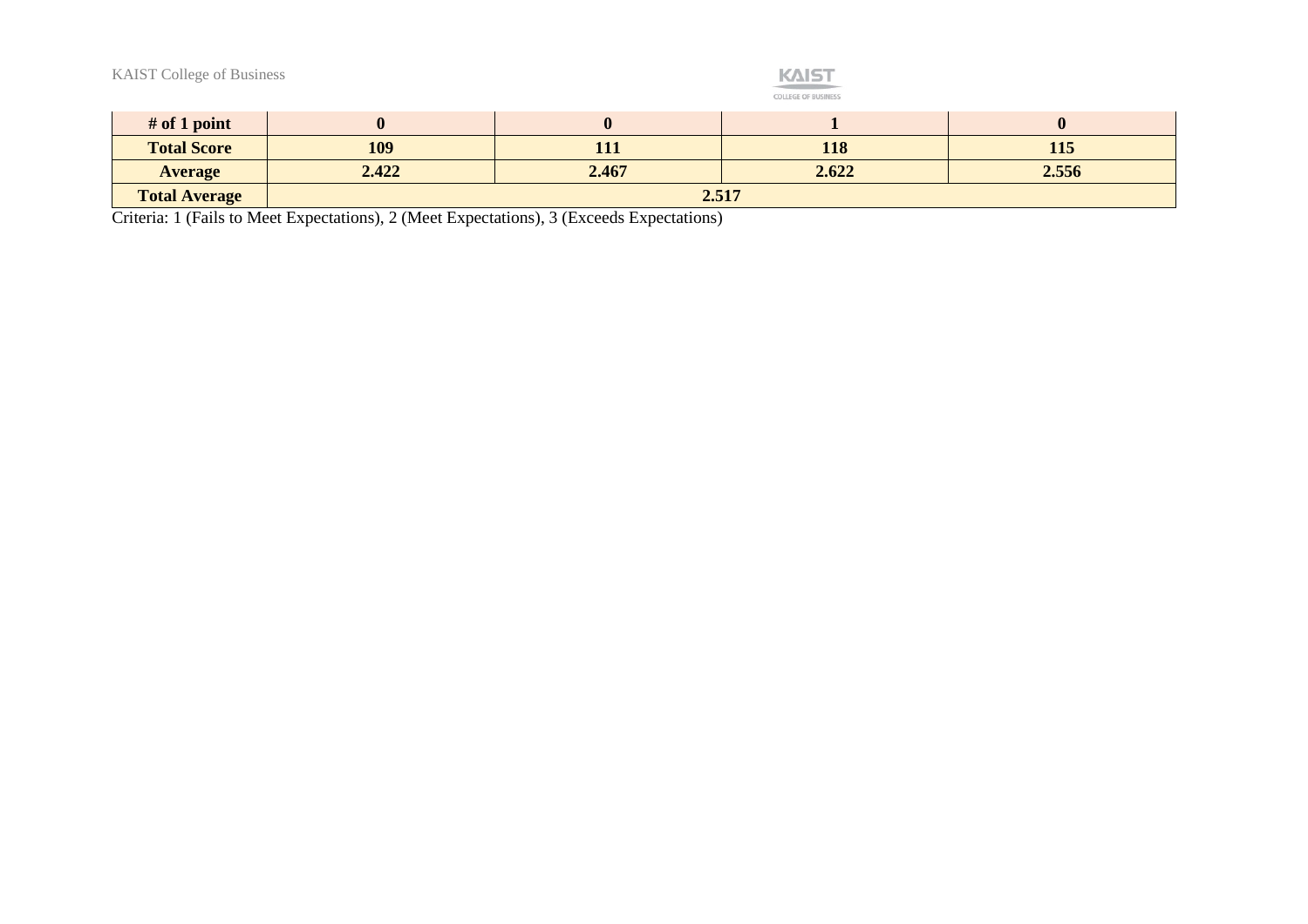| # of 1 point | 0 | 0 | 1 | 0 |
|---|---|---|---|---|
| **Total Score** | **109** | **111** | **118** | **115** |
| **Average** | **2.422** | **2.467** | **2.622** | **2.556** |
| **Total Average** | **2.517** | | | |

Criteria: 1 (Fails to Meet Expectations), 2 (Meet Expectations), 3 (Exceeds Expectations)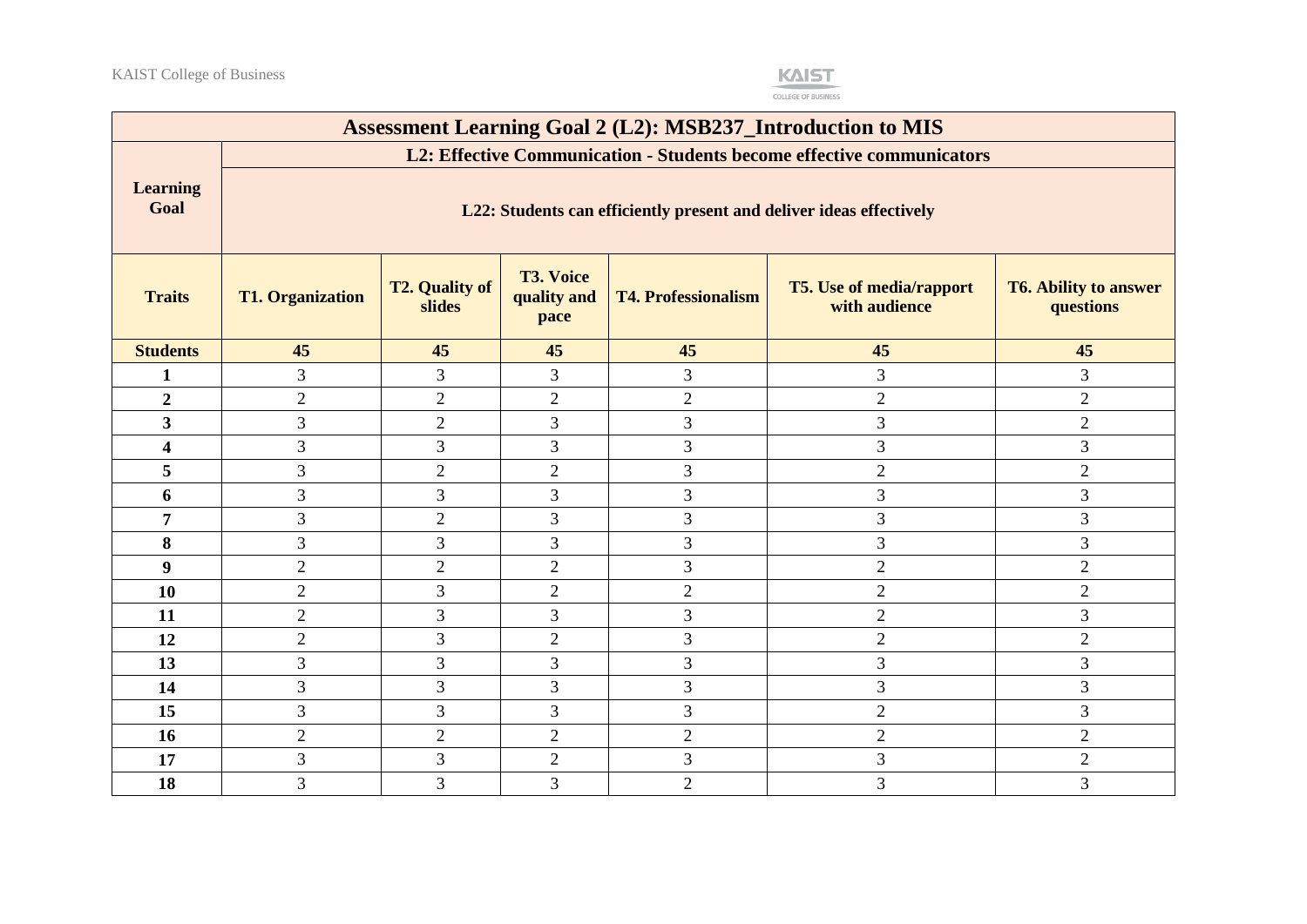| Assessment Learning Goal 2 (L2): MSB237_Introduction to MIS | | | | | | |
|---|---|---|---|---|---|---|
| **Learning Goal** | **L2: Effective Communication - Students become effective communicators** | | | | | |
| | **L22: Students can efficiently present and deliver ideas effectively** | | | | | |
| **Traits** | **T1. Organization** | **T2. Quality of slides** | **T3. Voice quality and pace** | **T4. Professionalism** | **T5. Use of media/rapport with audience** | **T6. Ability to answer questions** |
| **Students** | **45** | **45** | **45** | **45** | **45** | **45** |
| **1** | 3 | 3 | 3 | 3 | 3 | 3 |
| **2** | 2 | 2 | 2 | 2 | 2 | 2 |
| **3** | 3 | 2 | 3 | 3 | 3 | 2 |
| **4** | 3 | 3 | 3 | 3 | 3 | 3 |
| **5** | 3 | 2 | 2 | 3 | 2 | 2 |
| **6** | 3 | 3 | 3 | 3 | 3 | 3 |
| **7** | 3 | 2 | 3 | 3 | 3 | 3 |
| **8** | 3 | 3 | 3 | 3 | 3 | 3 |
| **9** | 2 | 2 | 2 | 3 | 2 | 2 |
| **10** | 2 | 3 | 2 | 2 | 2 | 2 |
| **11** | 2 | 3 | 3 | 3 | 2 | 3 |
| **12** | 2 | 3 | 2 | 3 | 2 | 2 |
| **13** | 3 | 3 | 3 | 3 | 3 | 3 |
| **14** | 3 | 3 | 3 | 3 | 3 | 3 |
| **15** | 3 | 3 | 3 | 3 | 2 | 3 |
| **16** | 2 | 2 | 2 | 2 | 2 | 2 |
| **17** | 3 | 3 | 2 | 3 | 3 | 2 |
| **18** | 3 | 3 | 3 | 2 | 3 | 3 |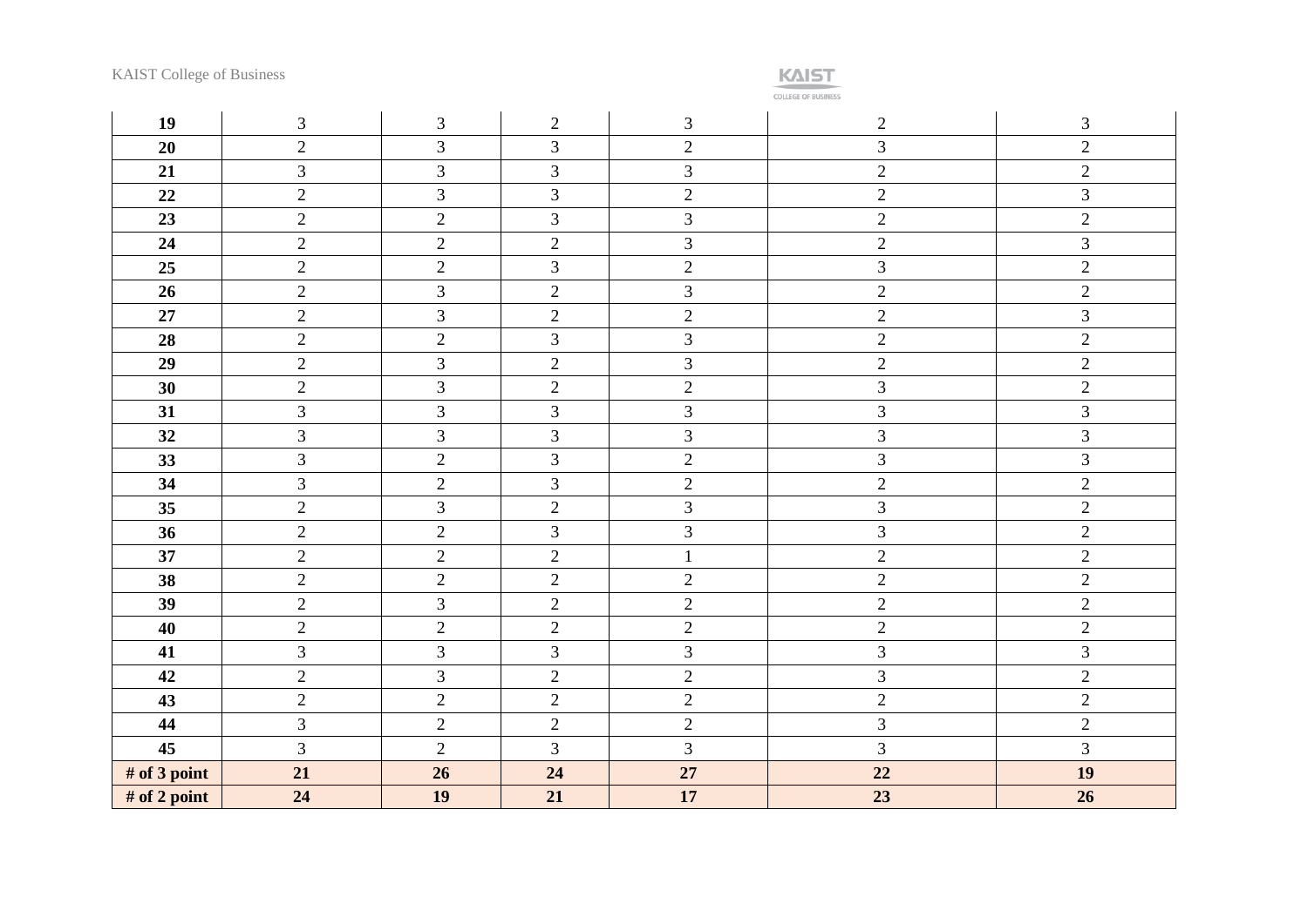| 19 | 3 | 3 | 2 | 3 | 2 | 3 |
|---|---|---|---|---|---|---|
| 20 | 2 | 3 | 3 | 2 | 3 | 2 |
| 21 | 3 | 3 | 3 | 3 | 2 | 2 |
| 22 | 2 | 3 | 3 | 2 | 2 | 3 |
| 23 | 2 | 2 | 3 | 3 | 2 | 2 |
| 24 | 2 | 2 | 2 | 3 | 2 | 3 |
| 25 | 2 | 2 | 3 | 2 | 3 | 2 |
| 26 | 2 | 3 | 2 | 3 | 2 | 2 |
| 27 | 2 | 3 | 2 | 2 | 2 | 3 |
| 28 | 2 | 2 | 3 | 3 | 2 | 2 |
| 29 | 2 | 3 | 2 | 3 | 2 | 2 |
| 30 | 2 | 3 | 2 | 2 | 3 | 2 |
| 31 | 3 | 3 | 3 | 3 | 3 | 3 |
| 32 | 3 | 3 | 3 | 3 | 3 | 3 |
| 33 | 3 | 2 | 3 | 2 | 3 | 3 |
| 34 | 3 | 2 | 3 | 2 | 2 | 2 |
| 35 | 2 | 3 | 2 | 3 | 3 | 2 |
| 36 | 2 | 2 | 3 | 3 | 3 | 2 |
| 37 | 2 | 2 | 2 | 1 | 2 | 2 |
| 38 | 2 | 2 | 2 | 2 | 2 | 2 |
| 39 | 2 | 3 | 2 | 2 | 2 | 2 |
| 40 | 2 | 2 | 2 | 2 | 2 | 2 |
| 41 | 3 | 3 | 3 | 3 | 3 | 3 |
| 42 | 2 | 3 | 2 | 2 | 3 | 2 |
| 43 | 2 | 2 | 2 | 2 | 2 | 2 |
| 44 | 3 | 2 | 2 | 2 | 3 | 2 |
| 45 | 3 | 2 | 3 | 3 | 3 | 3 |
| **# of 3 point** | **21** | **26** | **24** | **27** | **22** | **19** |
| **# of 2 point** | **24** | **19** | **21** | **17** | **23** | **26** |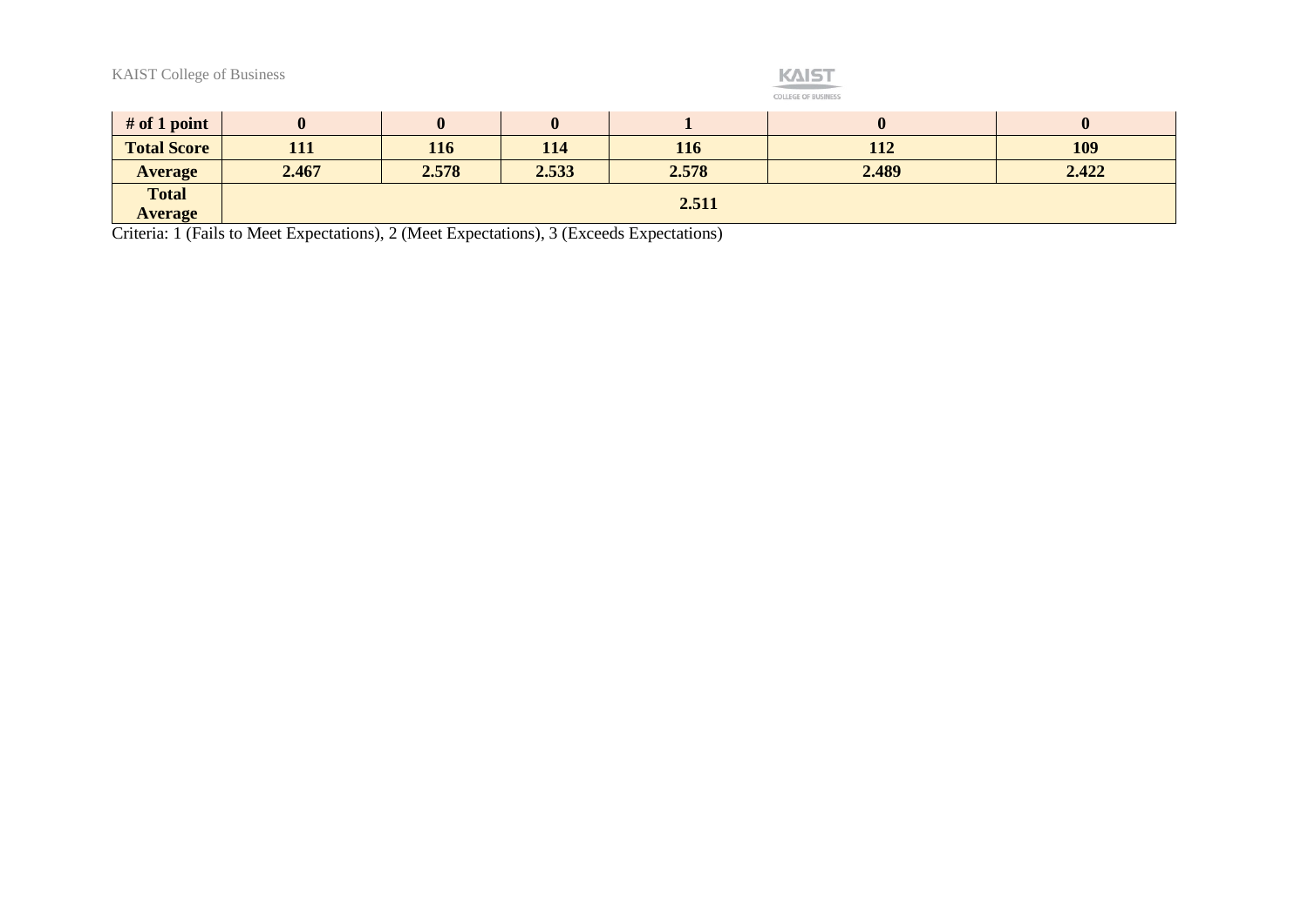| # of 1 point | 0 | 0 | 0 | 1 | 0 | 0 |
|---|---|---|---|---|---|---|
| **Total Score** | **111** | **116** | **114** | **116** | **112** | **109** |
| **Average** | **2.467** | **2.578** | **2.533** | **2.578** | **2.489** | **2.422** |
| **Total Average** | **2.511** | | | | | |

Criteria: 1 (Fails to Meet Expectations), 2 (Meet Expectations), 3 (Exceeds Expectations)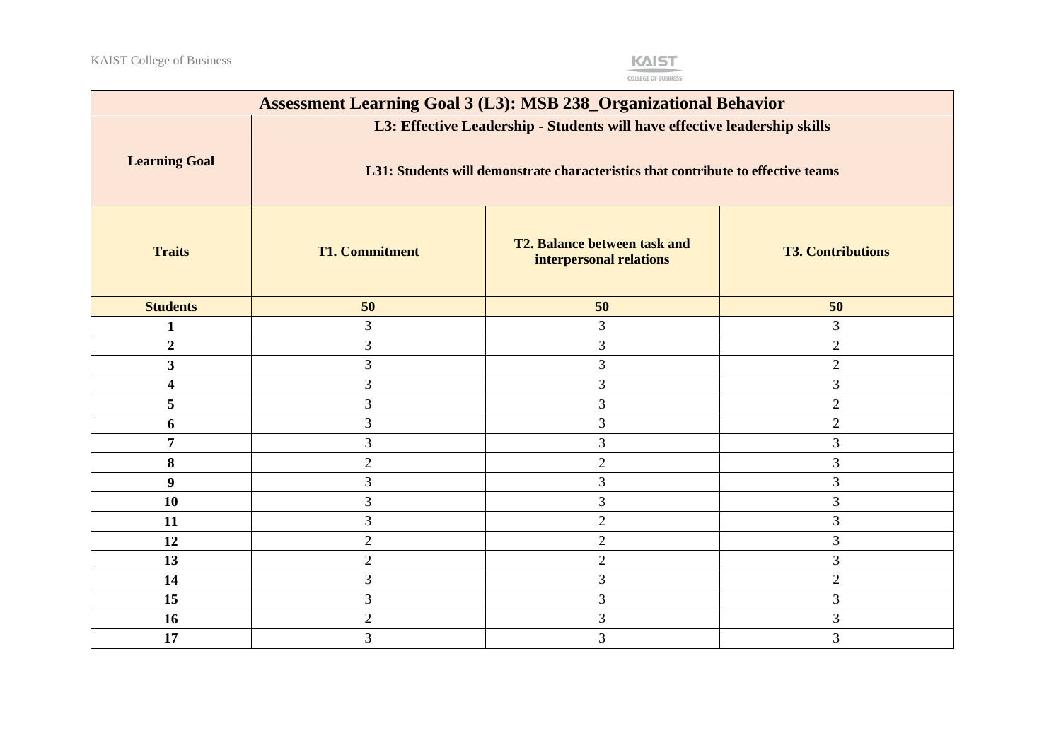| Assessment Learning Goal 3 (L3): MSB 238_Organizational Behavior | | | |
|---|---|---|---|
| **Learning Goal** | **L3: Effective Leadership - Students will have effective leadership skills** | | |
| | **L31: Students will demonstrate characteristics that contribute to effective teams** | | |
| **Traits** | **T1. Commitment** | **T2. Balance between task and interpersonal relations** | **T3. Contributions** |
| **Students** | **50** | **50** | **50** |
| **1** | 3 | 3 | 3 |
| **2** | 3 | 3 | 2 |
| **3** | 3 | 3 | 2 |
| **4** | 3 | 3 | 3 |
| **5** | 3 | 3 | 2 |
| **6** | 3 | 3 | 2 |
| **7** | 3 | 3 | 3 |
| **8** | 2 | 2 | 3 |
| **9** | 3 | 3 | 3 |
| **10** | 3 | 3 | 3 |
| **11** | 3 | 2 | 3 |
| **12** | 2 | 2 | 3 |
| **13** | 2 | 2 | 3 |
| **14** | 3 | 3 | 2 |
| **15** | 3 | 3 | 3 |
| **16** | 2 | 3 | 3 |
| **17** | 3 | 3 | 3 |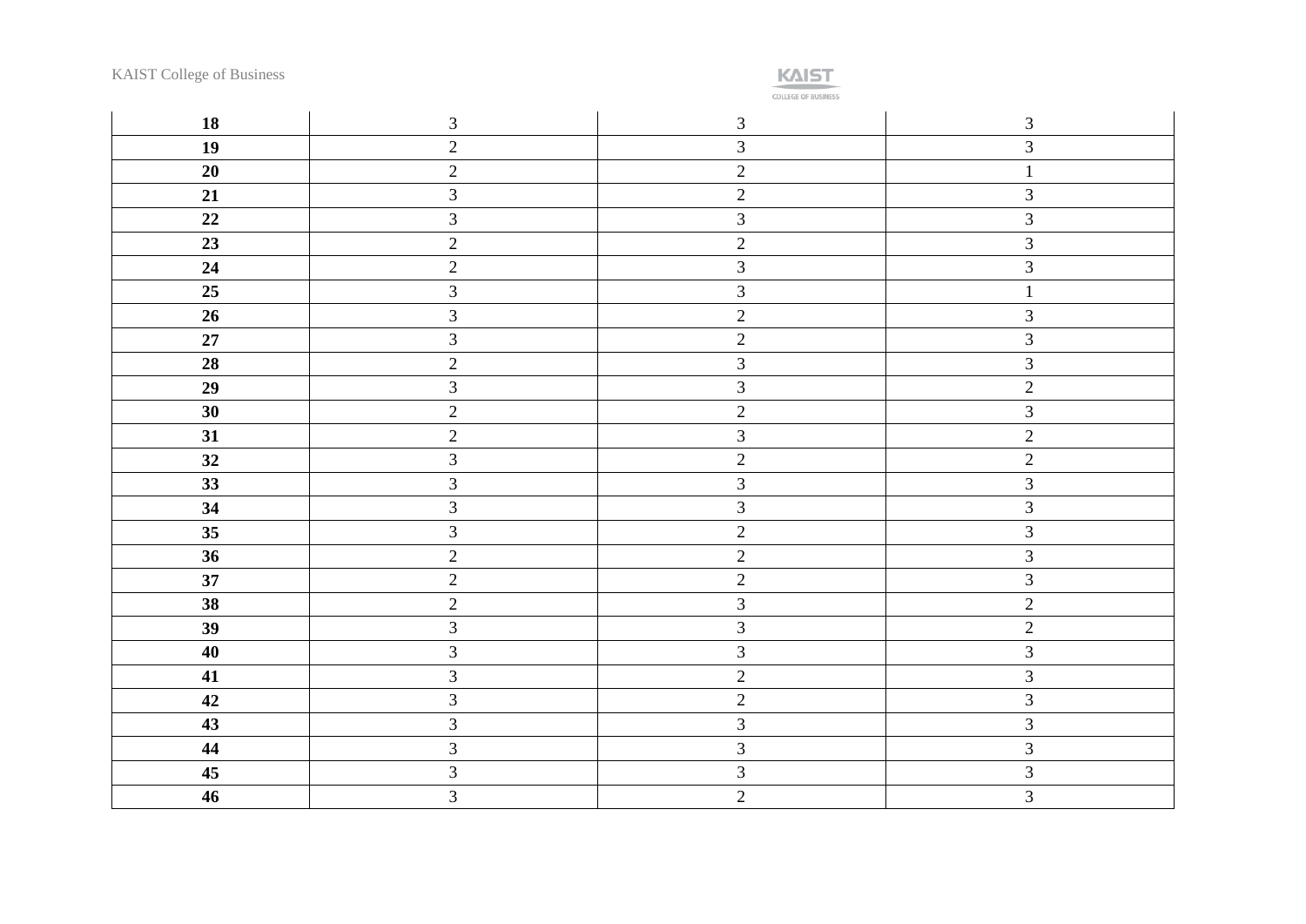| **18** | 3 | 3 | 3 |
|---|---|---|---|
| **19** | 2 | 3 | 3 |
| **20** | 2 | 2 | 1 |
| **21** | 3 | 2 | 3 |
| **22** | 3 | 3 | 3 |
| **23** | 2 | 2 | 3 |
| **24** | 2 | 3 | 3 |
| **25** | 3 | 3 | 1 |
| **26** | 3 | 2 | 3 |
| **27** | 3 | 2 | 3 |
| **28** | 2 | 3 | 3 |
| **29** | 3 | 3 | 2 |
| **30** | 2 | 2 | 3 |
| **31** | 2 | 3 | 2 |
| **32** | 3 | 2 | 2 |
| **33** | 3 | 3 | 3 |
| **34** | 3 | 3 | 3 |
| **35** | 3 | 2 | 3 |
| **36** | 2 | 2 | 3 |
| **37** | 2 | 2 | 3 |
| **38** | 2 | 3 | 2 |
| **39** | 3 | 3 | 2 |
| **40** | 3 | 3 | 3 |
| **41** | 3 | 2 | 3 |
| **42** | 3 | 2 | 3 |
| **43** | 3 | 3 | 3 |
| **44** | 3 | 3 | 3 |
| **45** | 3 | 3 | 3 |
| **46** | 3 | 2 | 3 |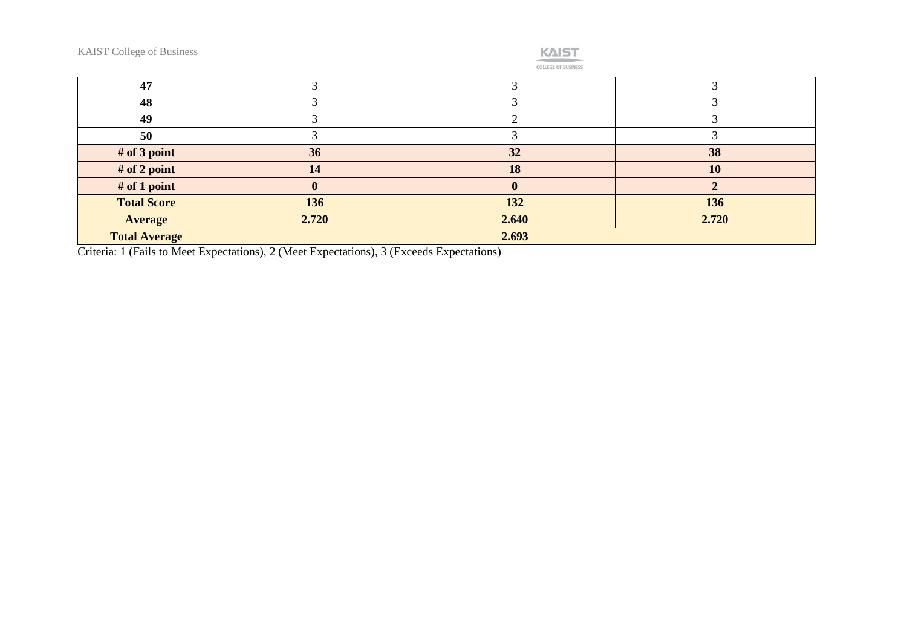| 47 | 3 | 3 | 3 |
|---|---|---|---|
| 48 | 3 | 3 | 3 |
| 49 | 3 | 2 | 3 |
| 50 | 3 | 3 | 3 |
| **# of 3 point** | **36** | **32** | **38** |
| **# of 2 point** | **14** | **18** | **10** |
| **# of 1 point** | **0** | **0** | **2** |
| **Total Score** | **136** | **132** | **136** |
| **Average** | **2.720** | **2.640** | **2.720** |
| **Total Average** | **2.693** | | |

Criteria: 1 (Fails to Meet Expectations), 2 (Meet Expectations), 3 (Exceeds Expectations)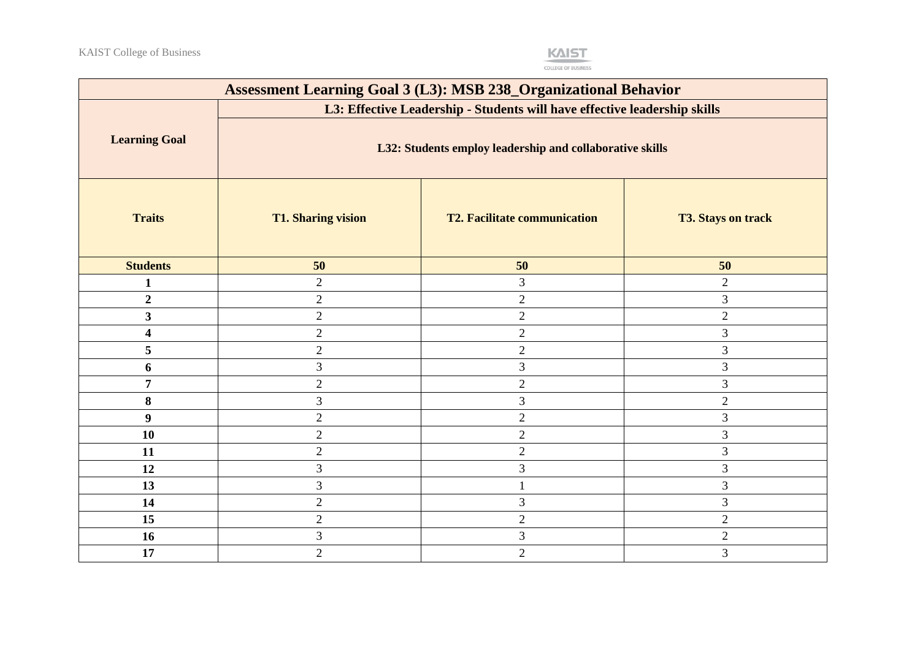| Assessment Learning Goal 3 (L3): MSB 238_Organizational Behavior | | | |
|---|---|---|---|
| **Learning Goal** | **L3: Effective Leadership - Students will have effective leadership skills** | | |
| | **L32: Students employ leadership and collaborative skills** | | |
| **Traits** | **T1. Sharing vision** | **T2. Facilitate communication** | **T3. Stays on track** |
| **Students** | **50** | **50** | **50** |
| **1** | 2 | 3 | 2 |
| **2** | 2 | 2 | 3 |
| **3** | 2 | 2 | 2 |
| **4** | 2 | 2 | 3 |
| **5** | 2 | 2 | 3 |
| **6** | 3 | 3 | 3 |
| **7** | 2 | 2 | 3 |
| **8** | 3 | 3 | 2 |
| **9** | 2 | 2 | 3 |
| **10** | 2 | 2 | 3 |
| **11** | 2 | 2 | 3 |
| **12** | 3 | 3 | 3 |
| **13** | 3 | 1 | 3 |
| **14** | 2 | 3 | 3 |
| **15** | 2 | 2 | 2 |
| **16** | 3 | 3 | 2 |
| **17** | 2 | 2 | 3 |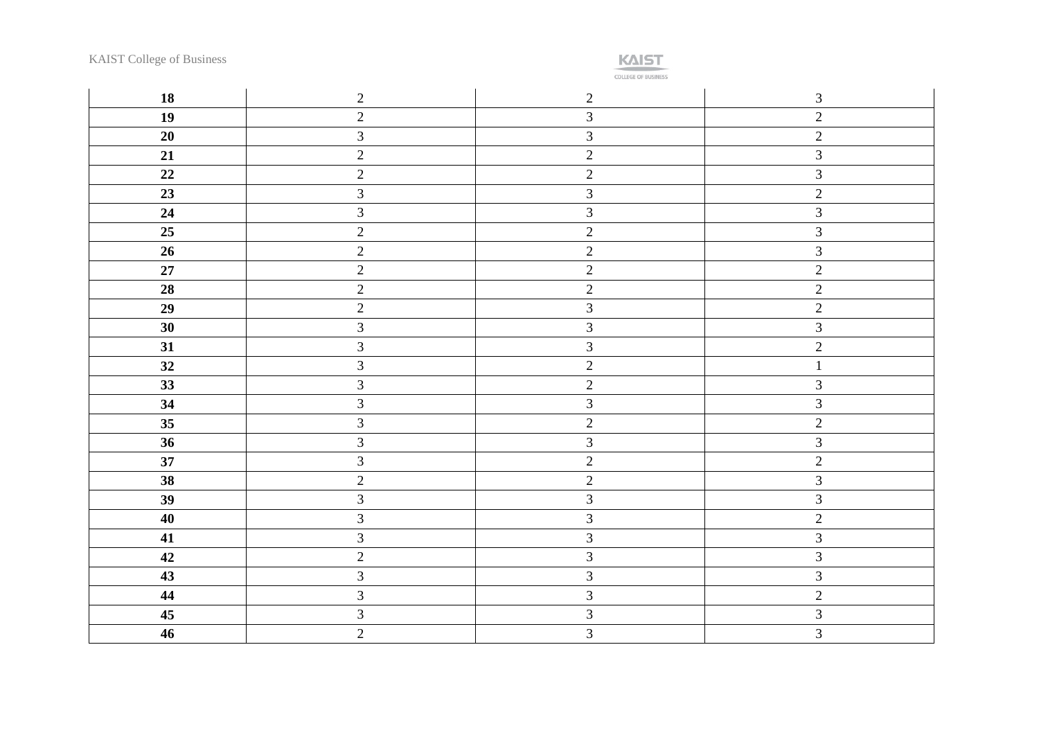| **18** | 2 | 2 | 3 |
|---|---|---|---|
| **19** | 2 | 3 | 2 |
| **20** | 3 | 3 | 2 |
| **21** | 2 | 2 | 3 |
| **22** | 2 | 2 | 3 |
| **23** | 3 | 3 | 2 |
| **24** | 3 | 3 | 3 |
| **25** | 2 | 2 | 3 |
| **26** | 2 | 2 | 3 |
| **27** | 2 | 2 | 2 |
| **28** | 2 | 2 | 2 |
| **29** | 2 | 3 | 2 |
| **30** | 3 | 3 | 3 |
| **31** | 3 | 3 | 2 |
| **32** | 3 | 2 | 1 |
| **33** | 3 | 2 | 3 |
| **34** | 3 | 3 | 3 |
| **35** | 3 | 2 | 2 |
| **36** | 3 | 3 | 3 |
| **37** | 3 | 2 | 2 |
| **38** | 2 | 2 | 3 |
| **39** | 3 | 3 | 3 |
| **40** | 3 | 3 | 2 |
| **41** | 3 | 3 | 3 |
| **42** | 2 | 3 | 3 |
| **43** | 3 | 3 | 3 |
| **44** | 3 | 3 | 2 |
| **45** | 3 | 3 | 3 |
| **46** | 2 | 3 | 3 |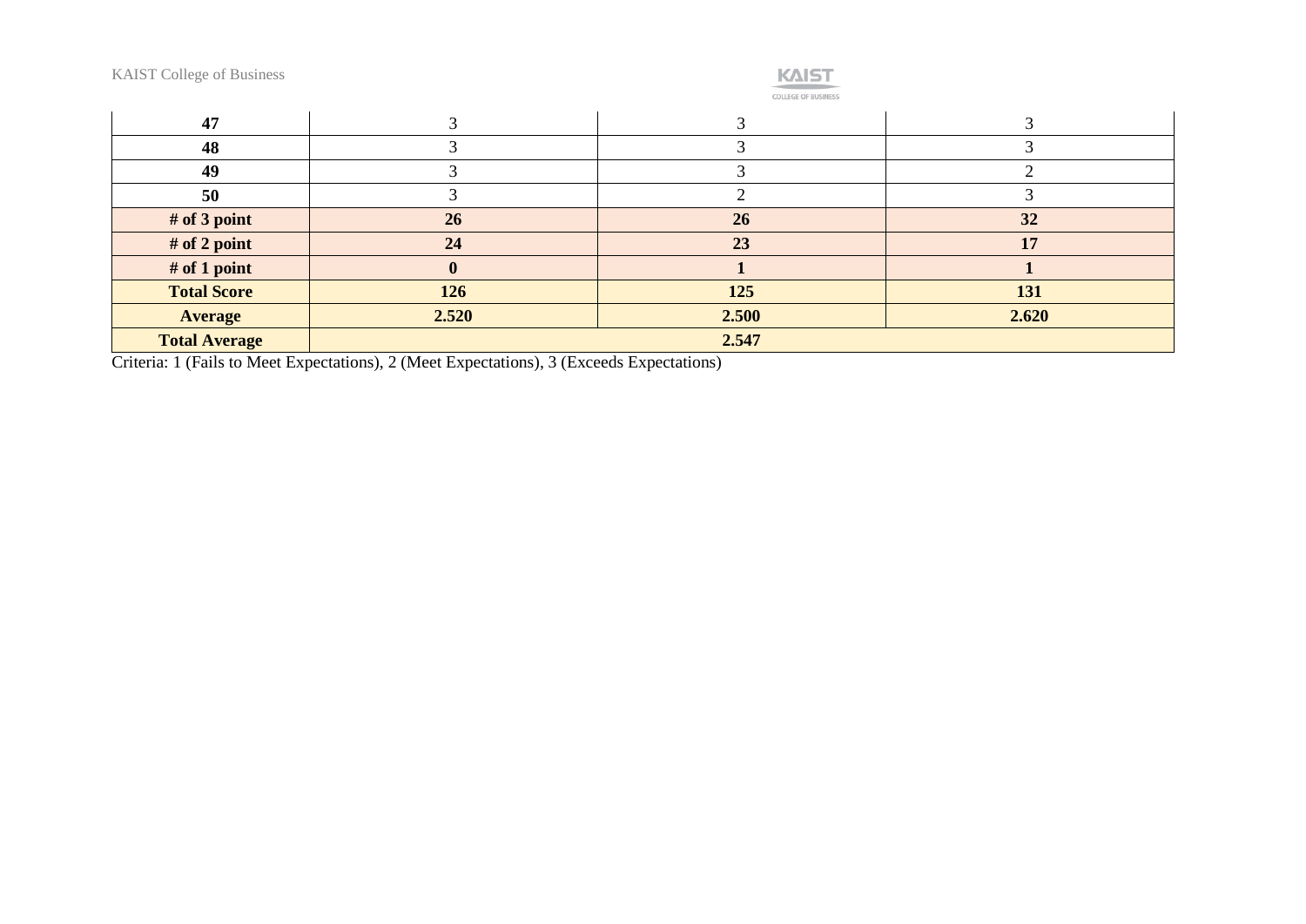| 47 | 3 | 3 | 3 |
|---|---|---|---|
| 48 | 3 | 3 | 3 |
| 49 | 3 | 3 | 2 |
| 50 | 3 | 2 | 3 |
| **# of 3 point** | **26** | **26** | **32** |
| **# of 2 point** | **24** | **23** | **17** |
| **# of 1 point** | **0** | **1** | **1** |
| **Total Score** | **126** | **125** | **131** |
| **Average** | **2.520** | **2.500** | **2.620** |
| **Total Average** | **2.547** | | |

Criteria: 1 (Fails to Meet Expectations), 2 (Meet Expectations), 3 (Exceeds Expectations)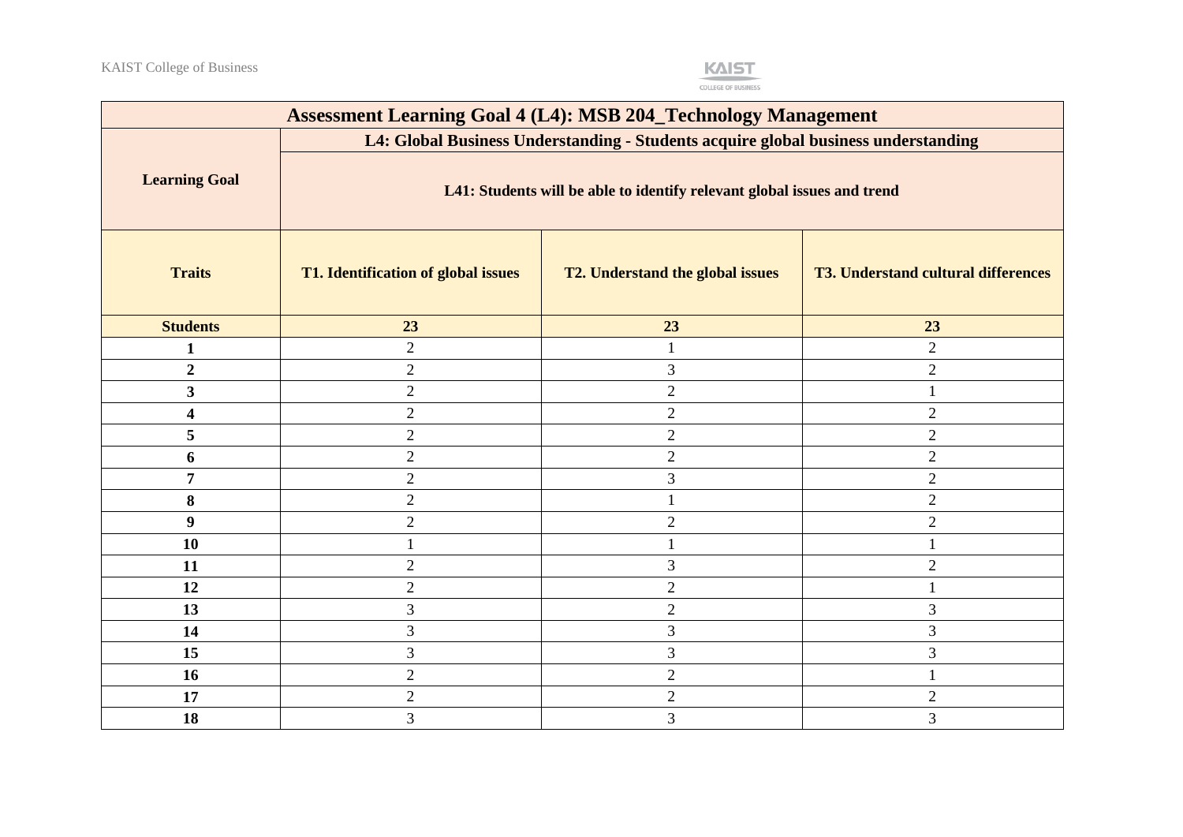| Assessment Learning Goal 4 (L4): MSB 204_Technology Management | | | |
|---|---|---|---|
| **Learning Goal** | **L4: Global Business Understanding - Students acquire global business understanding** | | |
| | **L41: Students will be able to identify relevant global issues and trend** | | |
| **Traits** | **T1. Identification of global issues** | **T2. Understand the global issues** | **T3. Understand cultural differences** |
| **Students** | **23** | **23** | **23** |
| **1** | 2 | 1 | 2 |
| **2** | 2 | 3 | 2 |
| **3** | 2 | 2 | 1 |
| **4** | 2 | 2 | 2 |
| **5** | 2 | 2 | 2 |
| **6** | 2 | 2 | 2 |
| **7** | 2 | 3 | 2 |
| **8** | 2 | 1 | 2 |
| **9** | 2 | 2 | 2 |
| **10** | 1 | 1 | 1 |
| **11** | 2 | 3 | 2 |
| **12** | 2 | 2 | 1 |
| **13** | 3 | 2 | 3 |
| **14** | 3 | 3 | 3 |
| **15** | 3 | 3 | 3 |
| **16** | 2 | 2 | 1 |
| **17** | 2 | 2 | 2 |
| **18** | 3 | 3 | 3 |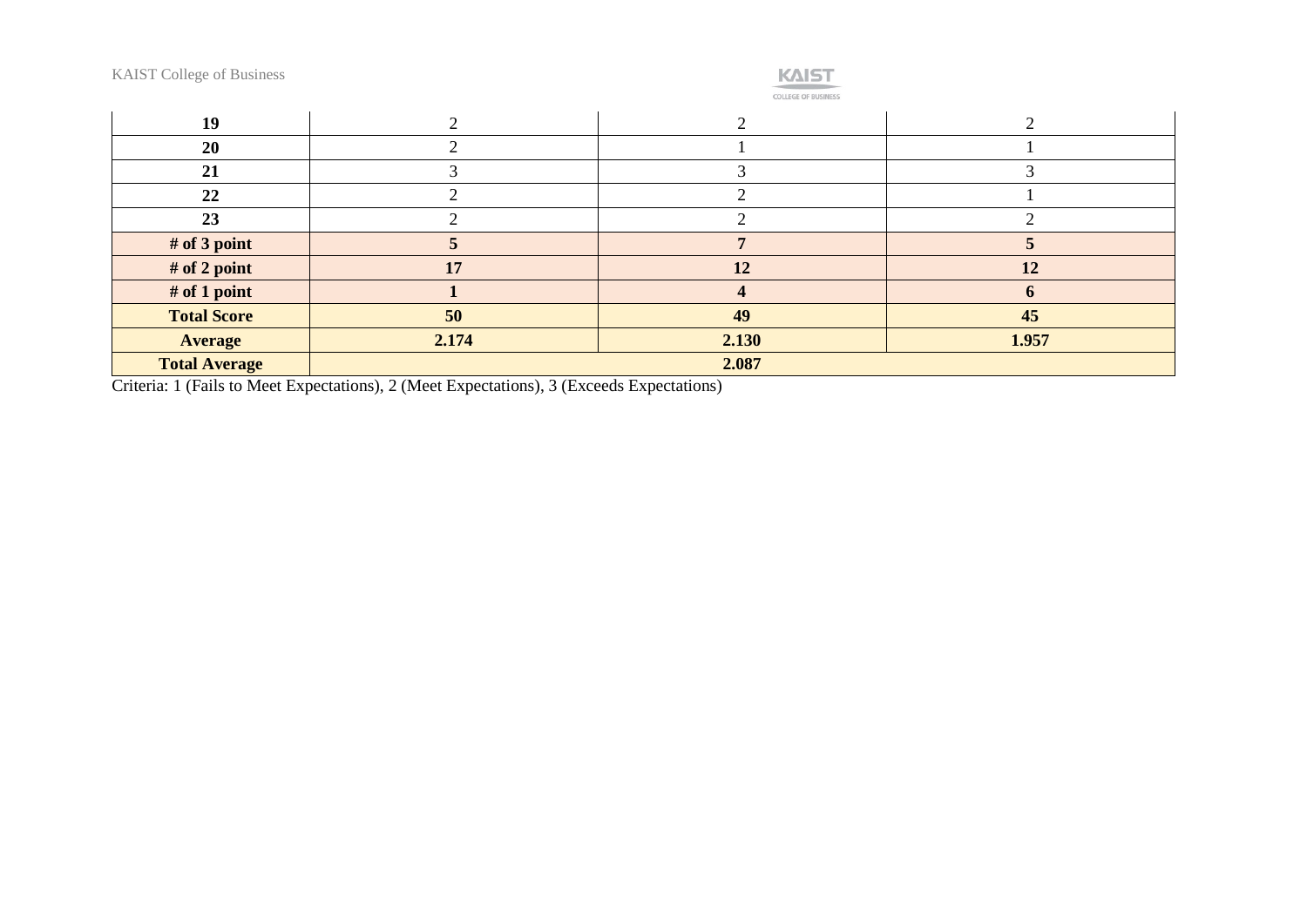| | | | |
|---|---|---|---|
| **19** | 2 | 2 | 2 |
| **20** | 2 | 1 | 1 |
| **21** | 3 | 3 | 3 |
| **22** | 2 | 2 | 1 |
| **23** | 2 | 2 | 2 |
| **# of 3 point** | **5** | **7** | **5** |
| **# of 2 point** | **17** | **12** | **12** |
| **# of 1 point** | **1** | **4** | **6** |
| **Total Score** | **50** | **49** | **45** |
| **Average** | **2.174** | **2.130** | **1.957** |
| **Total Average** | **2.087** | | |

Criteria: 1 (Fails to Meet Expectations), 2 (Meet Expectations), 3 (Exceeds Expectations)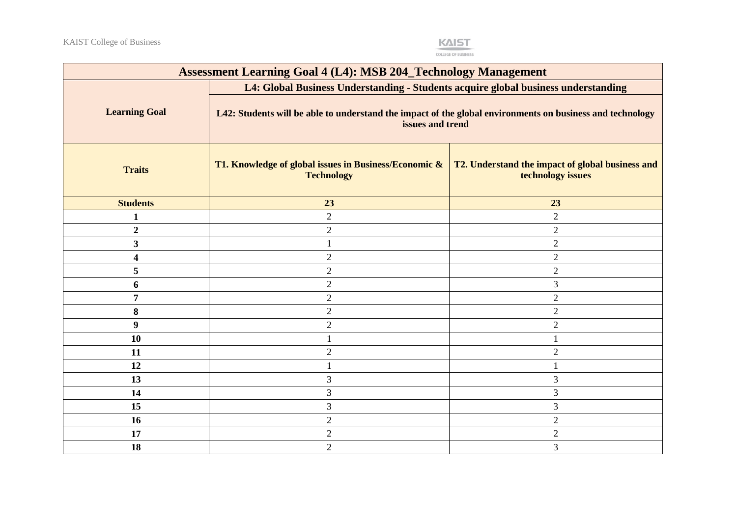| Assessment Learning Goal 4 (L4): MSB 204_Technology Management | | |
|---|---|---|
| **Learning Goal** | **L4: Global Business Understanding - Students acquire global business understanding** | |
| | **L42: Students will be able to understand the impact of the global environments on business and technology issues and trend** | |
| **Traits** | **T1. Knowledge of global issues in Business/Economic & Technology** | **T2. Understand the impact of global business and technology issues** |
| **Students** | **23** | **23** |
| **1** | 2 | 2 |
| **2** | 2 | 2 |
| **3** | 1 | 2 |
| **4** | 2 | 2 |
| **5** | 2 | 2 |
| **6** | 2 | 3 |
| **7** | 2 | 2 |
| **8** | 2 | 2 |
| **9** | 2 | 2 |
| **10** | 1 | 1 |
| **11** | 2 | 2 |
| **12** | 1 | 1 |
| **13** | 3 | 3 |
| **14** | 3 | 3 |
| **15** | 3 | 3 |
| **16** | 2 | 2 |
| **17** | 2 | 2 |
| **18** | 2 | 3 |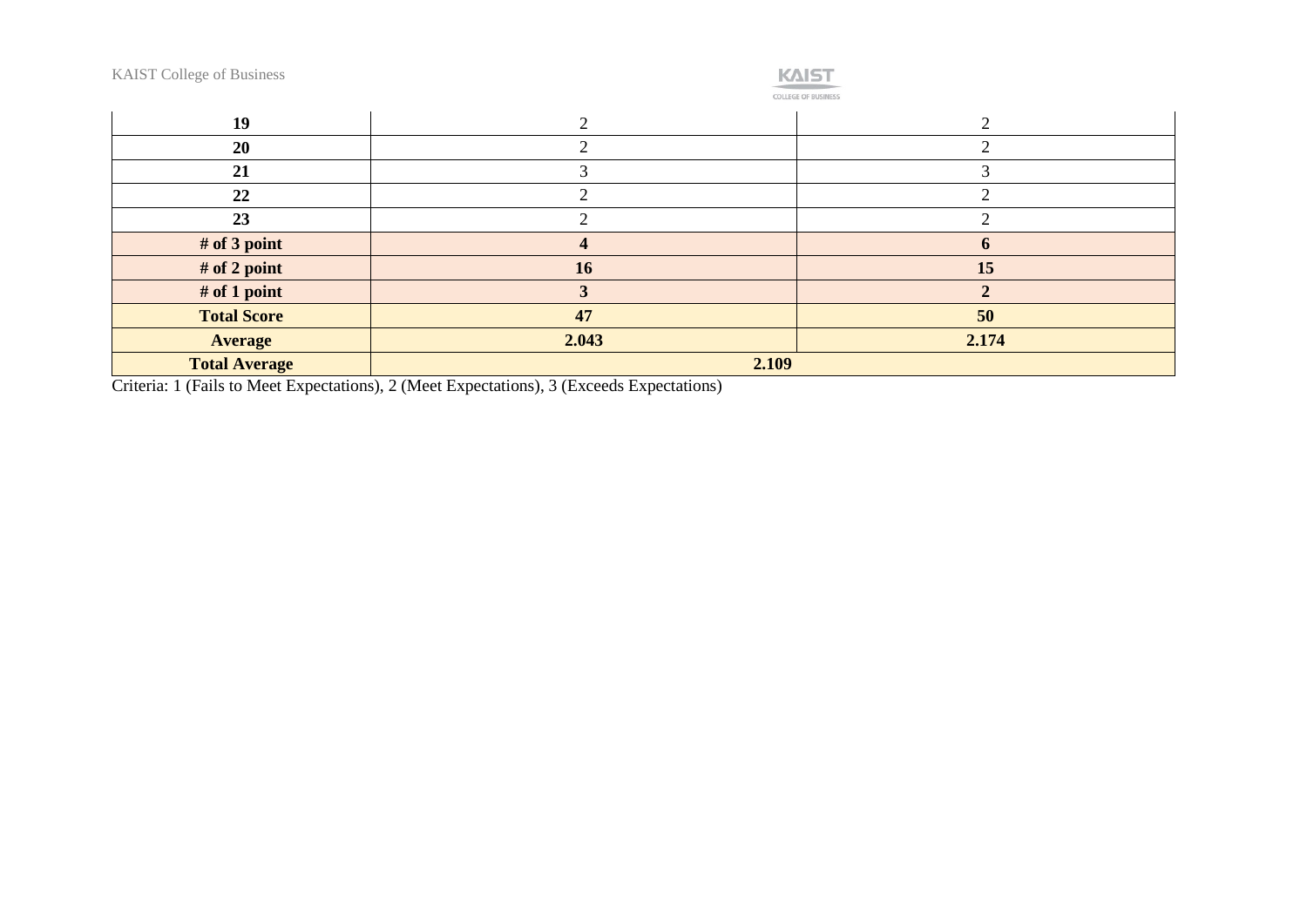| | | |
|---|---|---|
| **19** | 2 | 2 |
| **20** | 2 | 2 |
| **21** | 3 | 3 |
| **22** | 2 | 2 |
| **23** | 2 | 2 |
| **# of 3 point** | **4** | **6** |
| **# of 2 point** | **16** | **15** |
| **# of 1 point** | **3** | **2** |
| **Total Score** | **47** | **50** |
| **Average** | **2.043** | **2.174** |
| **Total Average** | **2.109** | |

Criteria: 1 (Fails to Meet Expectations), 2 (Meet Expectations), 3 (Exceeds Expectations)